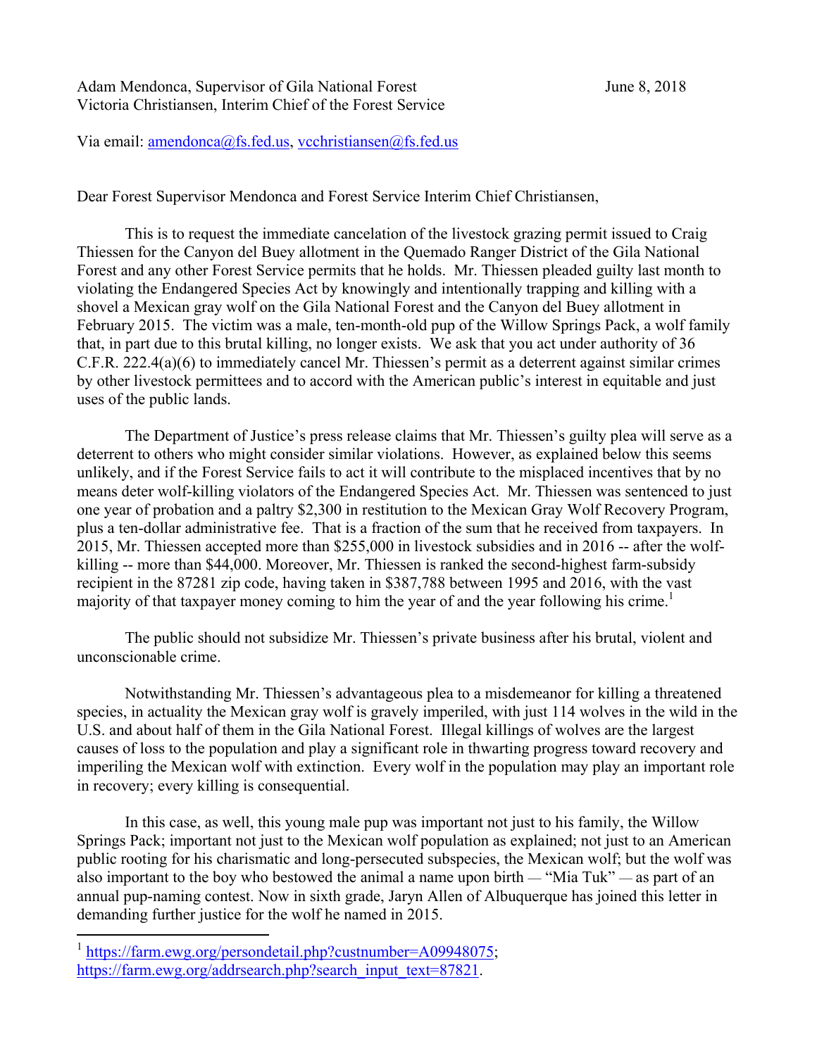Adam Mendonca, Supervisor of Gila National Forest June 8, 2018
Victoria Christiansen, Interim Chief of the Forest Service

Via email: amendonca@fs.fed.us, vcchristiansen@fs.fed.us

Dear Forest Supervisor Mendonca and Forest Service Interim Chief Christiansen,

This is to request the immediate cancelation of the livestock grazing permit issued to Craig Thiessen for the Canyon del Buey allotment in the Quemado Ranger District of the Gila National Forest and any other Forest Service permits that he holds. Mr. Thiessen pleaded guilty last month to violating the Endangered Species Act by knowingly and intentionally trapping and killing with a shovel a Mexican gray wolf on the Gila National Forest and the Canyon del Buey allotment in February 2015. The victim was a male, ten-month-old pup of the Willow Springs Pack, a wolf family that, in part due to this brutal killing, no longer exists. We ask that you act under authority of 36 C.F.R. 222.4(a)(6) to immediately cancel Mr. Thiessen's permit as a deterrent against similar crimes by other livestock permittees and to accord with the American public's interest in equitable and just uses of the public lands.

The Department of Justice's press release claims that Mr. Thiessen's guilty plea will serve as a deterrent to others who might consider similar violations. However, as explained below this seems unlikely, and if the Forest Service fails to act it will contribute to the misplaced incentives that by no means deter wolf-killing violators of the Endangered Species Act. Mr. Thiessen was sentenced to just one year of probation and a paltry $2,300 in restitution to the Mexican Gray Wolf Recovery Program, plus a ten-dollar administrative fee. That is a fraction of the sum that he received from taxpayers. In 2015, Mr. Thiessen accepted more than $255,000 in livestock subsidies and in 2016 -- after the wolf-killing -- more than $44,000. Moreover, Mr. Thiessen is ranked the second-highest farm-subsidy recipient in the 87281 zip code, having taken in $387,788 between 1995 and 2016, with the vast majority of that taxpayer money coming to him the year of and the year following his crime.[1]

The public should not subsidize Mr. Thiessen's private business after his brutal, violent and unconscionable crime.

Notwithstanding Mr. Thiessen's advantageous plea to a misdemeanor for killing a threatened species, in actuality the Mexican gray wolf is gravely imperiled, with just 114 wolves in the wild in the U.S. and about half of them in the Gila National Forest. Illegal killings of wolves are the largest causes of loss to the population and play a significant role in thwarting progress toward recovery and imperiling the Mexican wolf with extinction. Every wolf in the population may play an important role in recovery; every killing is consequential.

In this case, as well, this young male pup was important not just to his family, the Willow Springs Pack; important not just to the Mexican wolf population as explained; not just to an American public rooting for his charismatic and long-persecuted subspecies, the Mexican wolf; but the wolf was also important to the boy who bestowed the animal a name upon birth — "Mia Tuk" — as part of an annual pup-naming contest. Now in sixth grade, Jaryn Allen of Albuquerque has joined this letter in demanding further justice for the wolf he named in 2015.

[1] https://farm.ewg.org/persondetail.php?custnumber=A09948075; https://farm.ewg.org/addrsearch.php?search_input_text=87821.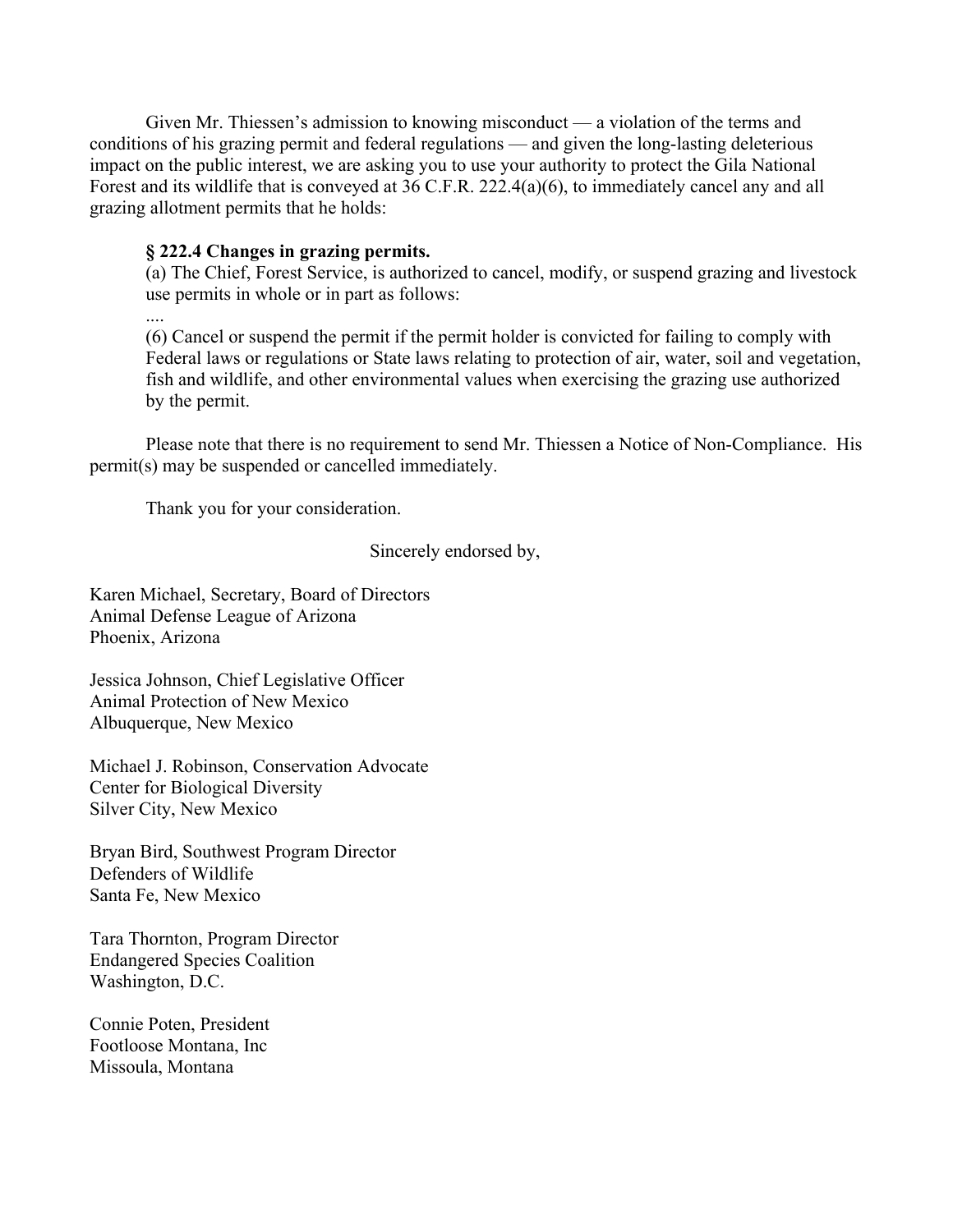Given Mr. Thiessen's admission to knowing misconduct — a violation of the terms and conditions of his grazing permit and federal regulations — and given the long-lasting deleterious impact on the public interest, we are asking you to use your authority to protect the Gila National Forest and its wildlife that is conveyed at 36 C.F.R. 222.4(a)(6), to immediately cancel any and all grazing allotment permits that he holds:

> **§ 222.4 Changes in grazing permits.**
> (a) The Chief, Forest Service, is authorized to cancel, modify, or suspend grazing and livestock use permits in whole or in part as follows:
> ....
> (6) Cancel or suspend the permit if the permit holder is convicted for failing to comply with Federal laws or regulations or State laws relating to protection of air, water, soil and vegetation, fish and wildlife, and other environmental values when exercising the grazing use authorized by the permit.

Please note that there is no requirement to send Mr. Thiessen a Notice of Non-Compliance. His permit(s) may be suspended or cancelled immediately.

Thank you for your consideration.

Sincerely endorsed by,

Karen Michael, Secretary, Board of Directors
Animal Defense League of Arizona
Phoenix, Arizona

Jessica Johnson, Chief Legislative Officer
Animal Protection of New Mexico
Albuquerque, New Mexico

Michael J. Robinson, Conservation Advocate
Center for Biological Diversity
Silver City, New Mexico

Bryan Bird, Southwest Program Director
Defenders of Wildlife
Santa Fe, New Mexico

Tara Thornton, Program Director
Endangered Species Coalition
Washington, D.C.

Connie Poten, President
Footloose Montana, Inc
Missoula, Montana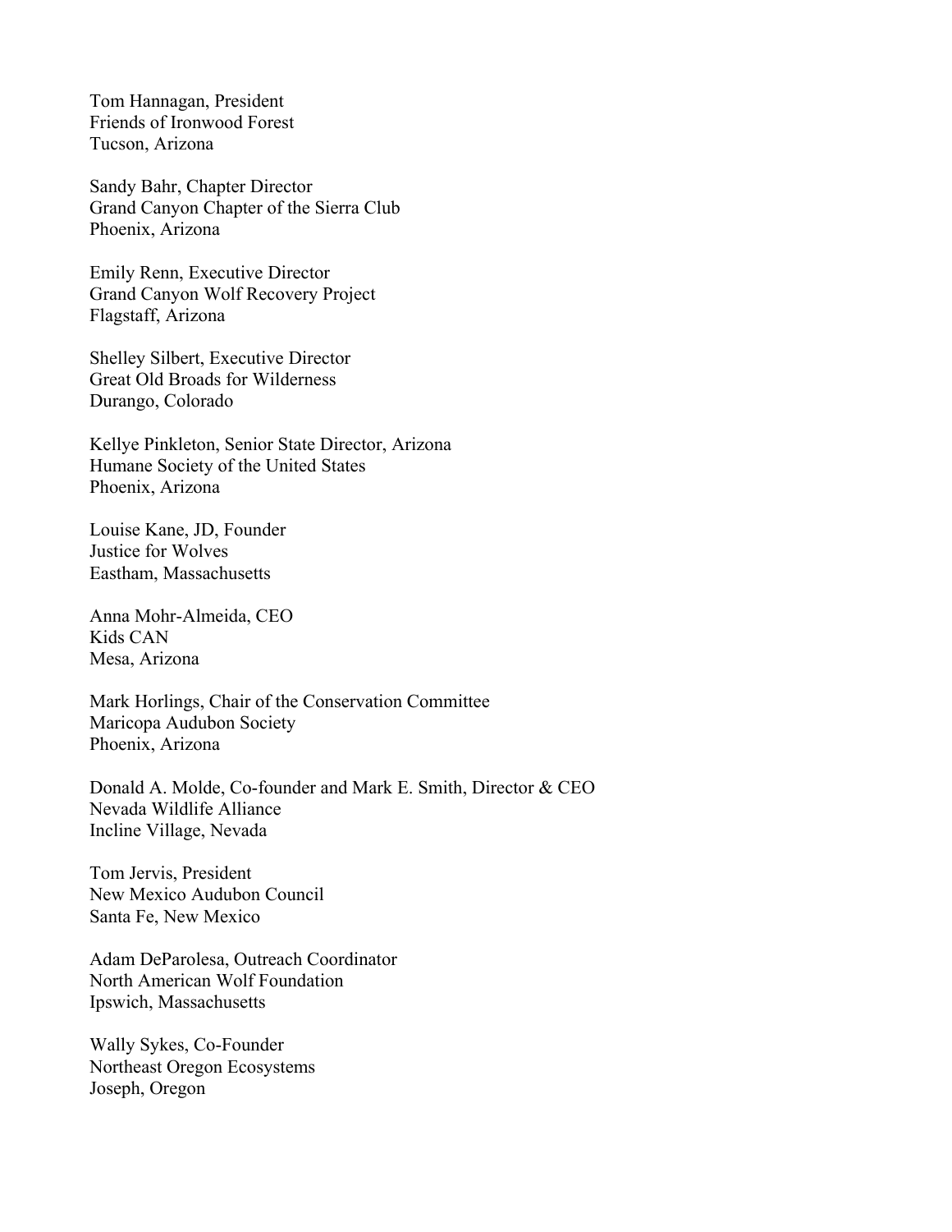Tom Hannagan, President  
Friends of Ironwood Forest  
Tucson, Arizona

Sandy Bahr, Chapter Director  
Grand Canyon Chapter of the Sierra Club  
Phoenix, Arizona

Emily Renn, Executive Director  
Grand Canyon Wolf Recovery Project  
Flagstaff, Arizona

Shelley Silbert, Executive Director  
Great Old Broads for Wilderness  
Durango, Colorado

Kellye Pinkleton, Senior State Director, Arizona  
Humane Society of the United States  
Phoenix, Arizona

Louise Kane, JD, Founder  
Justice for Wolves  
Eastham, Massachusetts

Anna Mohr-Almeida, CEO  
Kids CAN  
Mesa, Arizona

Mark Horlings, Chair of the Conservation Committee  
Maricopa Audubon Society  
Phoenix, Arizona

Donald A. Molde, Co-founder and Mark E. Smith, Director & CEO  
Nevada Wildlife Alliance  
Incline Village, Nevada

Tom Jervis, President  
New Mexico Audubon Council  
Santa Fe, New Mexico

Adam DeParolesa, Outreach Coordinator  
North American Wolf Foundation  
Ipswich, Massachusetts

Wally Sykes, Co-Founder  
Northeast Oregon Ecosystems  
Joseph, Oregon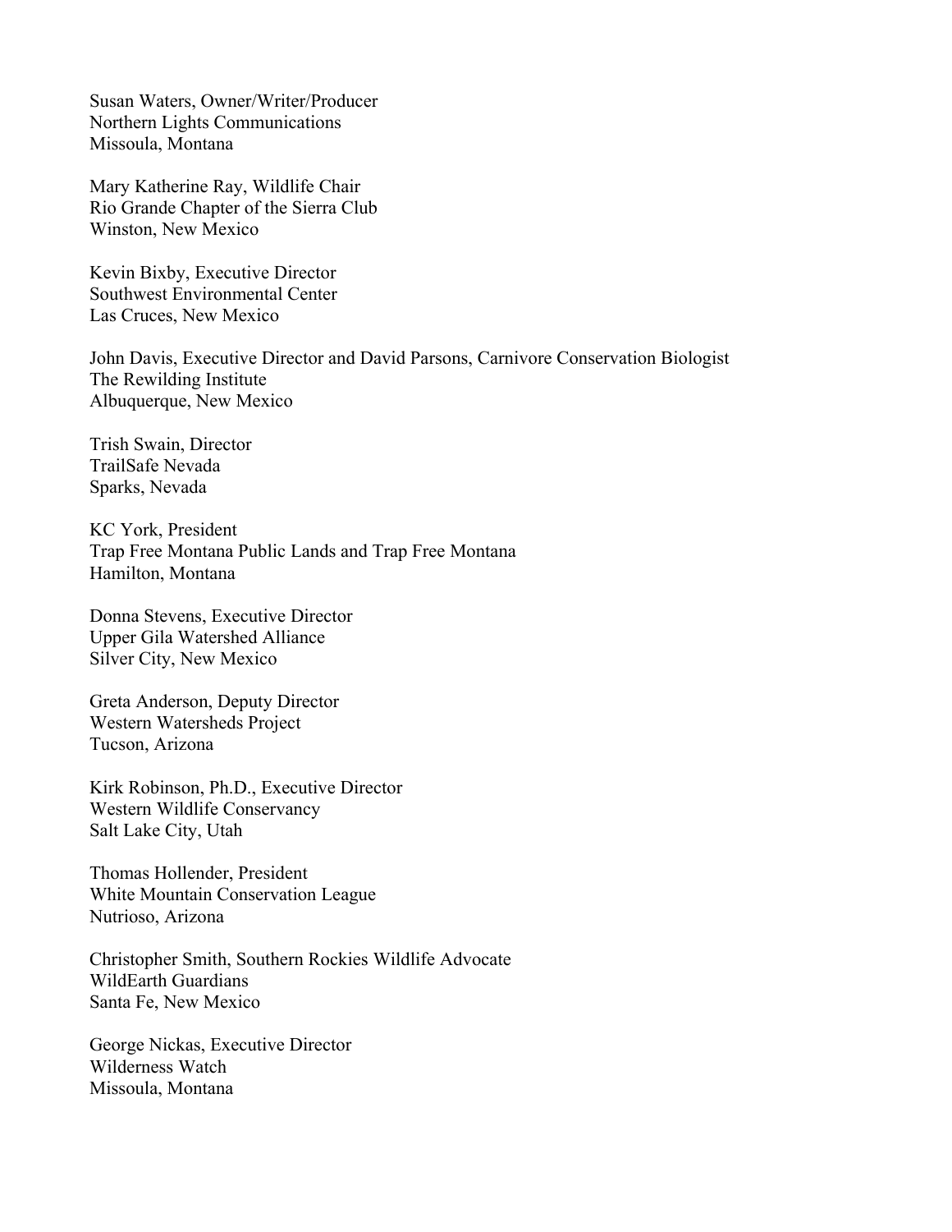Susan Waters, Owner/Writer/Producer
Northern Lights Communications
Missoula, Montana

Mary Katherine Ray, Wildlife Chair
Rio Grande Chapter of the Sierra Club
Winston, New Mexico

Kevin Bixby, Executive Director
Southwest Environmental Center
Las Cruces, New Mexico

John Davis, Executive Director and David Parsons, Carnivore Conservation Biologist
The Rewilding Institute
Albuquerque, New Mexico

Trish Swain, Director
TrailSafe Nevada
Sparks, Nevada

KC York, President
Trap Free Montana Public Lands and Trap Free Montana
Hamilton, Montana

Donna Stevens, Executive Director
Upper Gila Watershed Alliance
Silver City, New Mexico

Greta Anderson, Deputy Director
Western Watersheds Project
Tucson, Arizona

Kirk Robinson, Ph.D., Executive Director
Western Wildlife Conservancy
Salt Lake City, Utah

Thomas Hollender, President
White Mountain Conservation League
Nutrioso, Arizona

Christopher Smith, Southern Rockies Wildlife Advocate
WildEarth Guardians
Santa Fe, New Mexico

George Nickas, Executive Director
Wilderness Watch
Missoula, Montana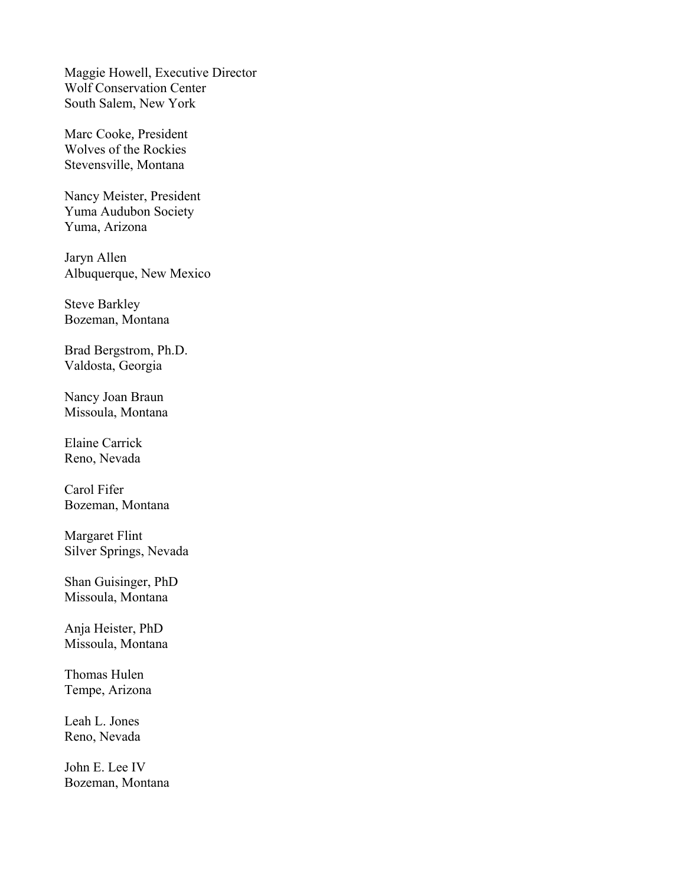Maggie Howell, Executive Director
Wolf Conservation Center
South Salem, New York

Marc Cooke, President
Wolves of the Rockies
Stevensville, Montana

Nancy Meister, President
Yuma Audubon Society
Yuma, Arizona

Jaryn Allen
Albuquerque, New Mexico

Steve Barkley
Bozeman, Montana

Brad Bergstrom, Ph.D.
Valdosta, Georgia

Nancy Joan Braun
Missoula, Montana

Elaine Carrick
Reno, Nevada

Carol Fifer
Bozeman, Montana

Margaret Flint
Silver Springs, Nevada

Shan Guisinger, PhD
Missoula, Montana

Anja Heister, PhD
Missoula, Montana

Thomas Hulen
Tempe, Arizona

Leah L. Jones
Reno, Nevada

John E. Lee IV
Bozeman, Montana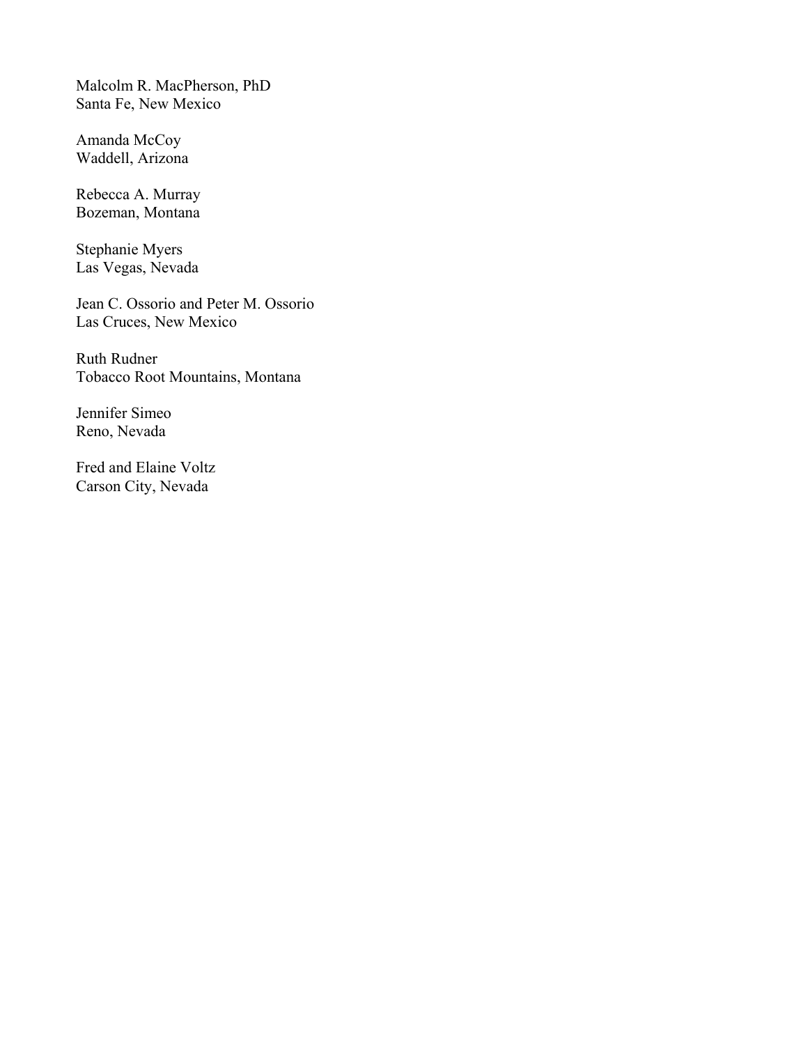Malcolm R. MacPherson, PhD
Santa Fe, New Mexico

Amanda McCoy
Waddell, Arizona

Rebecca A. Murray
Bozeman, Montana

Stephanie Myers
Las Vegas, Nevada

Jean C. Ossorio and Peter M. Ossorio
Las Cruces, New Mexico

Ruth Rudner
Tobacco Root Mountains, Montana

Jennifer Simeo
Reno, Nevada

Fred and Elaine Voltz
Carson City, Nevada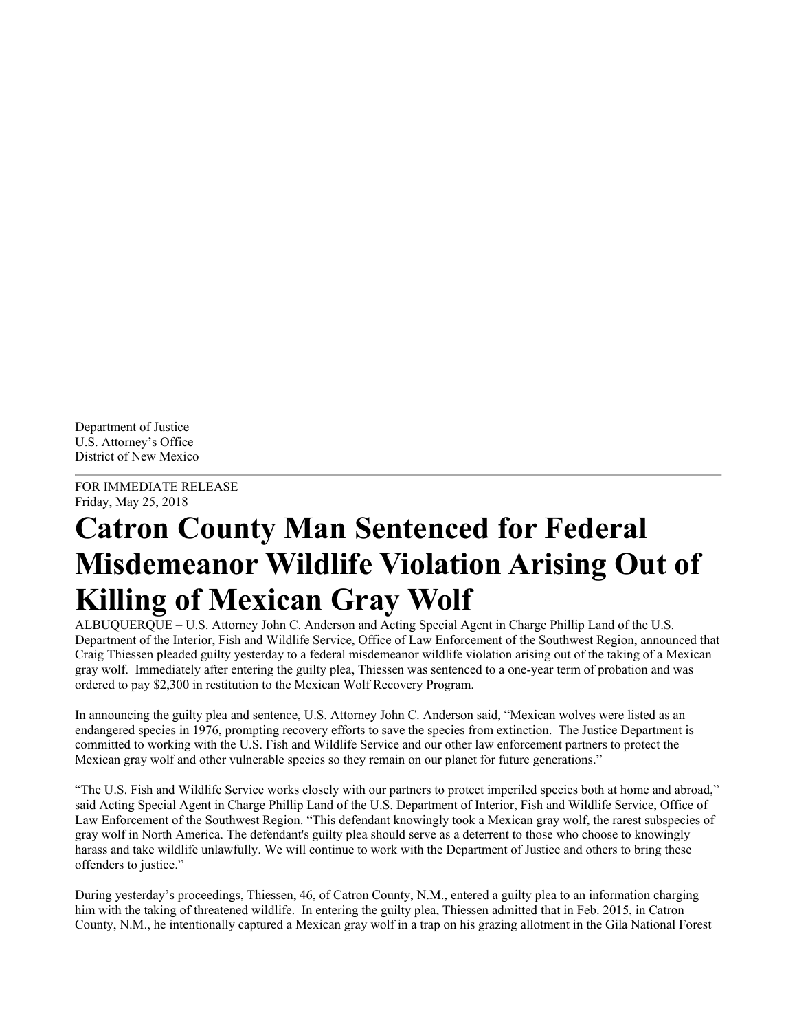Department of Justice
U.S. Attorney's Office
District of New Mexico

FOR IMMEDIATE RELEASE
Friday, May 25, 2018

# Catron County Man Sentenced for Federal Misdemeanor Wildlife Violation Arising Out of Killing of Mexican Gray Wolf

ALBUQUERQUE – U.S. Attorney John C. Anderson and Acting Special Agent in Charge Phillip Land of the U.S. Department of the Interior, Fish and Wildlife Service, Office of Law Enforcement of the Southwest Region, announced that Craig Thiessen pleaded guilty yesterday to a federal misdemeanor wildlife violation arising out of the taking of a Mexican gray wolf. Immediately after entering the guilty plea, Thiessen was sentenced to a one-year term of probation and was ordered to pay $2,300 in restitution to the Mexican Wolf Recovery Program.

In announcing the guilty plea and sentence, U.S. Attorney John C. Anderson said, "Mexican wolves were listed as an endangered species in 1976, prompting recovery efforts to save the species from extinction. The Justice Department is committed to working with the U.S. Fish and Wildlife Service and our other law enforcement partners to protect the Mexican gray wolf and other vulnerable species so they remain on our planet for future generations."

"The U.S. Fish and Wildlife Service works closely with our partners to protect imperiled species both at home and abroad," said Acting Special Agent in Charge Phillip Land of the U.S. Department of Interior, Fish and Wildlife Service, Office of Law Enforcement of the Southwest Region. "This defendant knowingly took a Mexican gray wolf, the rarest subspecies of gray wolf in North America. The defendant's guilty plea should serve as a deterrent to those who choose to knowingly harass and take wildlife unlawfully. We will continue to work with the Department of Justice and others to bring these offenders to justice."

During yesterday's proceedings, Thiessen, 46, of Catron County, N.M., entered a guilty plea to an information charging him with the taking of threatened wildlife. In entering the guilty plea, Thiessen admitted that in Feb. 2015, in Catron County, N.M., he intentionally captured a Mexican gray wolf in a trap on his grazing allotment in the Gila National Forest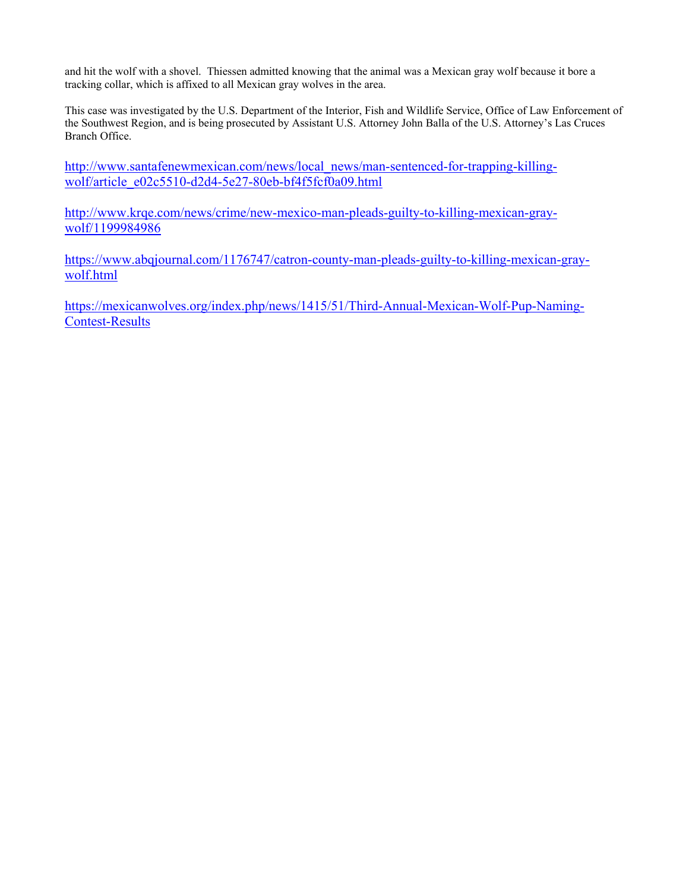and hit the wolf with a shovel. Thiessen admitted knowing that the animal was a Mexican gray wolf because it bore a tracking collar, which is affixed to all Mexican gray wolves in the area.

This case was investigated by the U.S. Department of the Interior, Fish and Wildlife Service, Office of Law Enforcement of the Southwest Region, and is being prosecuted by Assistant U.S. Attorney John Balla of the U.S. Attorney's Las Cruces Branch Office.

http://www.santafenewmexican.com/news/local_news/man-sentenced-for-trapping-killing-wolf/article_e02c5510-d2d4-5e27-80eb-bf4f5fcf0a09.html

http://www.krqe.com/news/crime/new-mexico-man-pleads-guilty-to-killing-mexican-gray-wolf/1199984986

https://www.abqjournal.com/1176747/catron-county-man-pleads-guilty-to-killing-mexican-gray-wolf.html

https://mexicanwolves.org/index.php/news/1415/51/Third-Annual-Mexican-Wolf-Pup-Naming-Contest-Results